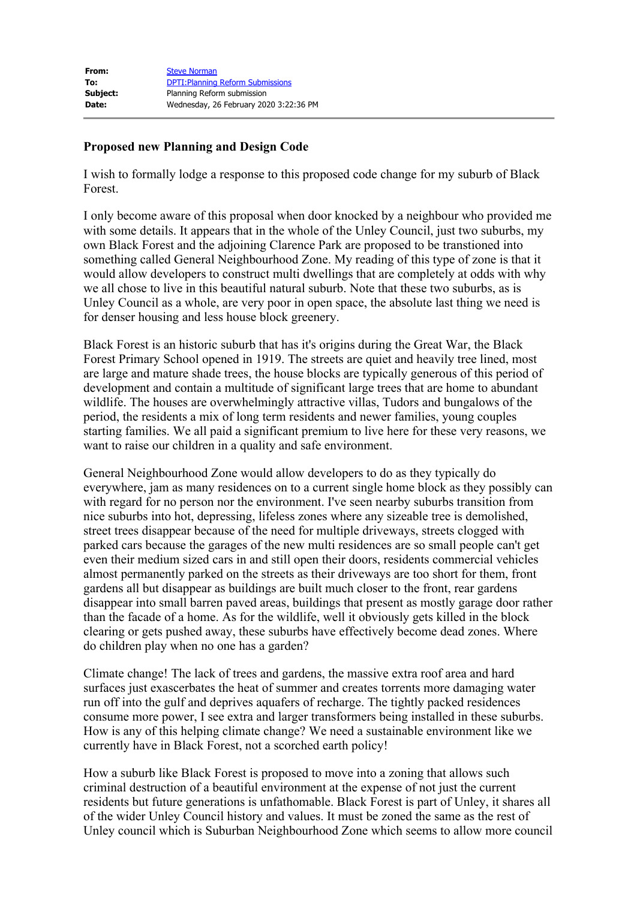| | |
|---|---|
| **From:** | Steve Norman |
| **To:** | DPTI:Planning Reform Submissions |
| **Subject:** | Planning Reform submission |
| **Date:** | Wednesday, 26 February 2020 3:22:36 PM |

---

**Proposed new Planning and Design Code**

I wish to formally lodge a response to this proposed code change for my suburb of Black Forest.

I only become aware of this proposal when door knocked by a neighbour who provided me with some details. It appears that in the whole of the Unley Council, just two suburbs, my own Black Forest and the adjoining Clarence Park are proposed to be transtioned into something called General Neighbourhood Zone. My reading of this type of zone is that it would allow developers to construct multi dwellings that are completely at odds with why we all chose to live in this beautiful natural suburb. Note that these two suburbs, as is Unley Council as a whole, are very poor in open space, the absolute last thing we need is for denser housing and less house block greenery.

Black Forest is an historic suburb that has it's origins during the Great War, the Black Forest Primary School opened in 1919. The streets are quiet and heavily tree lined, most are large and mature shade trees, the house blocks are typically generous of this period of development and contain a multitude of significant large trees that are home to abundant wildlife. The houses are overwhelmingly attractive villas, Tudors and bungalows of the period, the residents a mix of long term residents and newer families, young couples starting families. We all paid a significant premium to live here for these very reasons, we want to raise our children in a quality and safe environment.

General Neighbourhood Zone would allow developers to do as they typically do everywhere, jam as many residences on to a current single home block as they possibly can with regard for no person nor the environment. I've seen nearby suburbs transition from nice suburbs into hot, depressing, lifeless zones where any sizeable tree is demolished, street trees disappear because of the need for multiple driveways, streets clogged with parked cars because the garages of the new multi residences are so small people can't get even their medium sized cars in and still open their doors, residents commercial vehicles almost permanently parked on the streets as their driveways are too short for them, front gardens all but disappear as buildings are built much closer to the front, rear gardens disappear into small barren paved areas, buildings that present as mostly garage door rather than the facade of a home. As for the wildlife, well it obviously gets killed in the block clearing or gets pushed away, these suburbs have effectively become dead zones. Where do children play when no one has a garden?

Climate change! The lack of trees and gardens, the massive extra roof area and hard surfaces just exascerbates the heat of summer and creates torrents more damaging water run off into the gulf and deprives aquafers of recharge. The tightly packed residences consume more power, I see extra and larger transformers being installed in these suburbs. How is any of this helping climate change? We need a sustainable environment like we currently have in Black Forest, not a scorched earth policy!

How a suburb like Black Forest is proposed to move into a zoning that allows such criminal destruction of a beautiful environment at the expense of not just the current residents but future generations is unfathomable. Black Forest is part of Unley, it shares all of the wider Unley Council history and values. It must be zoned the same as the rest of Unley council which is Suburban Neighbourhood Zone which seems to allow more council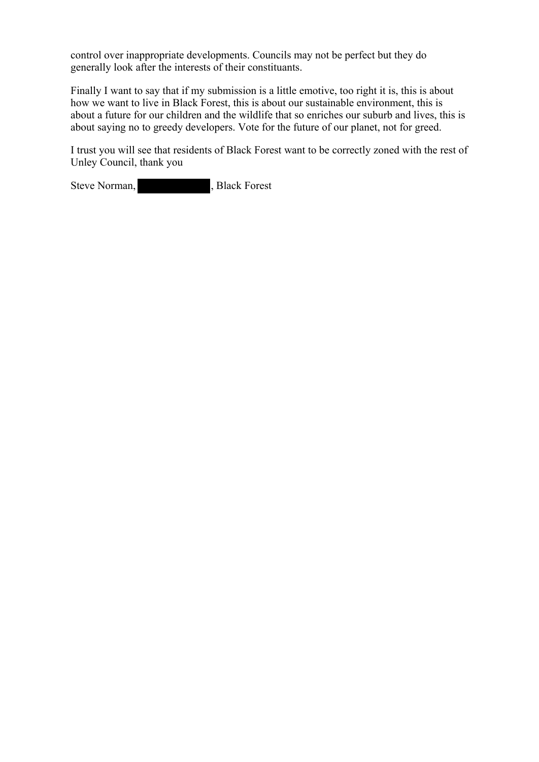control over inappropriate developments. Councils may not be perfect but they do generally look after the interests of their constituants.

Finally I want to say that if my submission is a little emotive, too right it is, this is about how we want to live in Black Forest, this is about our sustainable environment, this is about a future for our children and the wildlife that so enriches our suburb and lives, this is about saying no to greedy developers. Vote for the future of our planet, not for greed.

I trust you will see that residents of Black Forest want to be correctly zoned with the rest of Unley Council, thank you

Steve Norman, [REDACTED], Black Forest